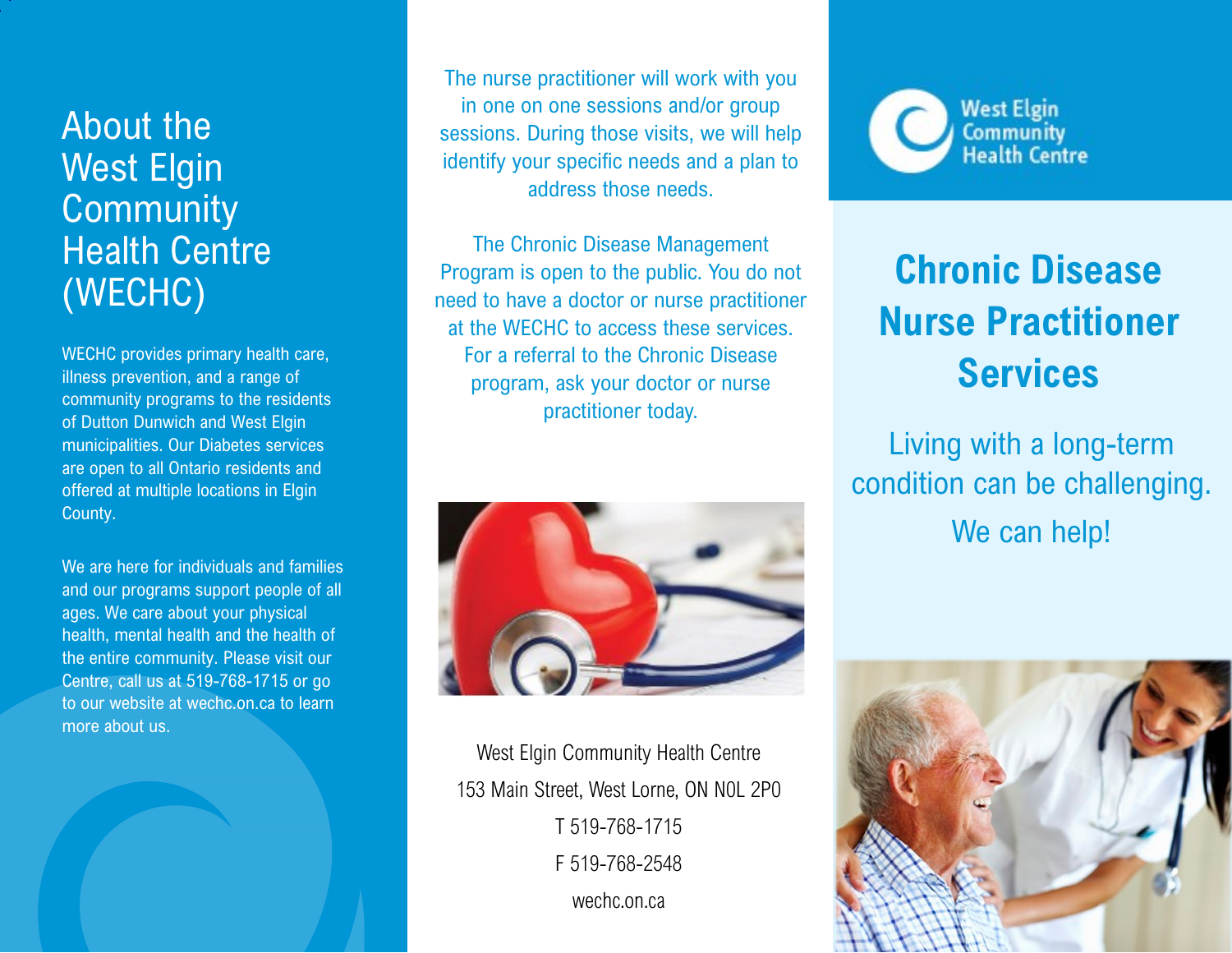## About the West Elgin Community Health Centre (WECHC)

WECHC provides primary health care, illness prevention, and a range of community programs to the residents of Dutton Dunwich and West Elgin municipalities. Our Diabetes services are open to all Ontario residents and offered at multiple locations in Elgin County.

We are here for individuals and families and our programs support people of all ages. We care about your physical health, mental health and the health of the entire community. Please visit our Centre, call us at 519-768-1715 or go to our website at wechc.on.ca to learn more about us.

The nurse practitioner will work with you in one on one sessions and/or group sessions. During those visits, we will help identify your specific needs and a plan to address those needs.

The Chronic Disease Management Program is open to the public. You do not need to have a doctor or nurse practitioner at the WECHC to access these services. For a referral to the Chronic Disease program, ask your doctor or nurse practitioner today.

West Elgin Community Health Centre
153 Main Street, West Lorne, ON N0L 2P0
T 519-768-1715
F 519-768-2548
wechc.on.ca

West Elgin Community Health Centre

# Chronic Disease Nurse Practitioner Services

Living with a long-term condition can be challenging.

We can help!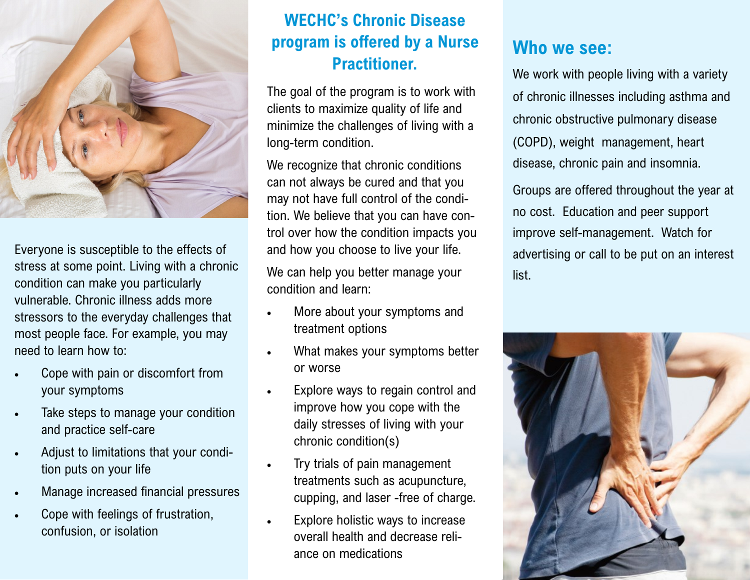Everyone is susceptible to the effects of stress at some point. Living with a chronic condition can make you particularly vulnerable. Chronic illness adds more stressors to the everyday challenges that most people face. For example, you may need to learn how to:

- Cope with pain or discomfort from your symptoms
- Take steps to manage your condition and practice self-care
- Adjust to limitations that your condition puts on your life
- Manage increased financial pressures
- Cope with feelings of frustration, confusion, or isolation

## WECHC's Chronic Disease program is offered by a Nurse Practitioner.

The goal of the program is to work with clients to maximize quality of life and minimize the challenges of living with a long-term condition.

We recognize that chronic conditions can not always be cured and that you may not have full control of the condition. We believe that you can have control over how the condition impacts you and how you choose to live your life.

We can help you better manage your condition and learn:

- More about your symptoms and treatment options
- What makes your symptoms better or worse
- Explore ways to regain control and improve how you cope with the daily stresses of living with your chronic condition(s)
- Try trials of pain management treatments such as acupuncture, cupping, and laser -free of charge.
- Explore holistic ways to increase overall health and decrease reliance on medications

## Who we see:

We work with people living with a variety of chronic illnesses including asthma and chronic obstructive pulmonary disease (COPD), weight management, heart disease, chronic pain and insomnia.

Groups are offered throughout the year at no cost. Education and peer support improve self-management. Watch for advertising or call to be put on an interest list.